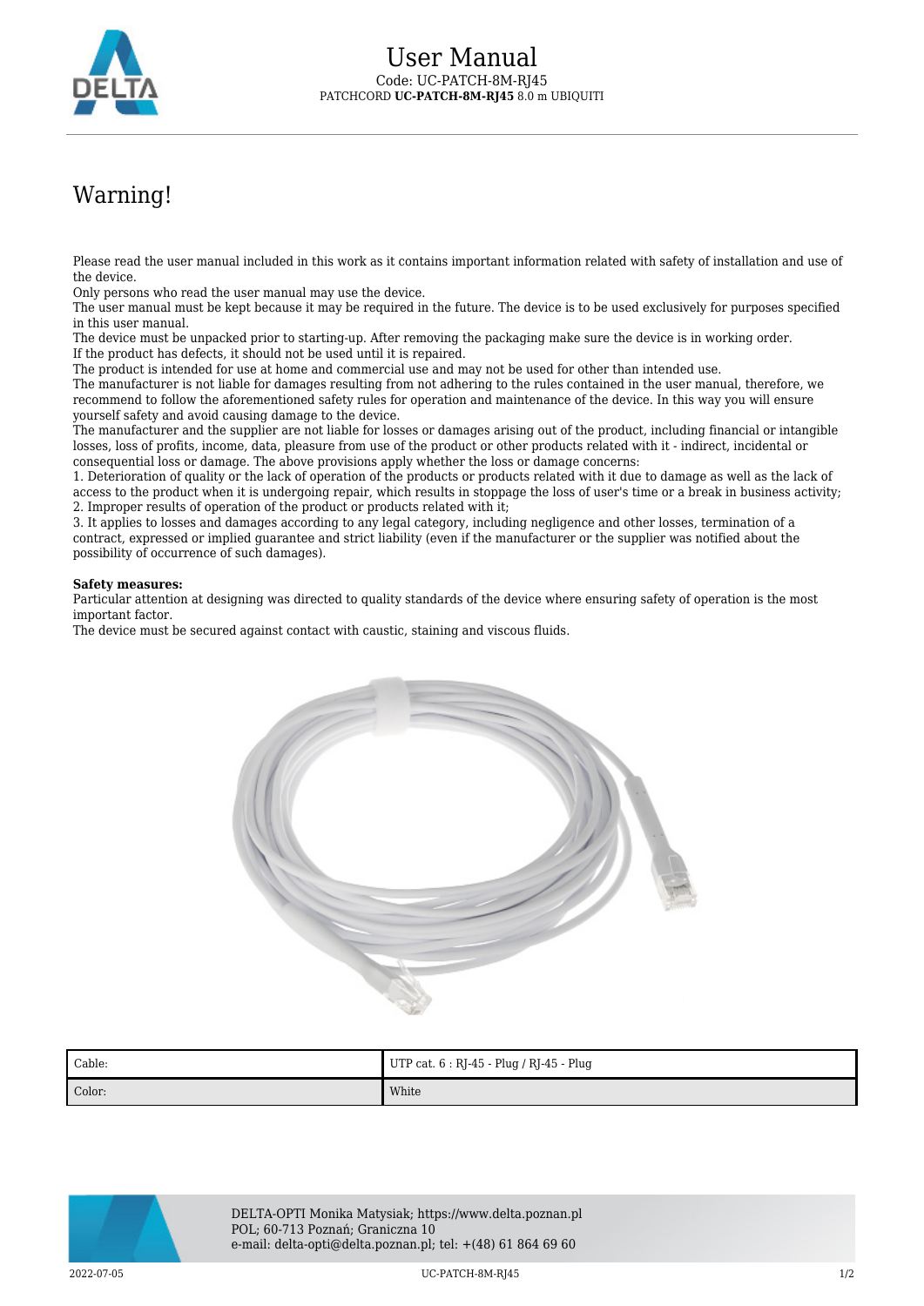# User Manual

Code: UC-PATCH-8M-RJ45

PATCHCORD **UC-PATCH-8M-RJ45** 8.0 m UBIQUITI

## Warning!

Please read the user manual included in this work as it contains important information related with safety of installation and use of the device.
Only persons who read the user manual may use the device.
The user manual must be kept because it may be required in the future. The device is to be used exclusively for purposes specified in this user manual.
The device must be unpacked prior to starting-up. After removing the packaging make sure the device is in working order.
If the product has defects, it should not be used until it is repaired.
The product is intended for use at home and commercial use and may not be used for other than intended use.
The manufacturer is not liable for damages resulting from not adhering to the rules contained in the user manual, therefore, we recommend to follow the aforementioned safety rules for operation and maintenance of the device. In this way you will ensure yourself safety and avoid causing damage to the device.
The manufacturer and the supplier are not liable for losses or damages arising out of the product, including financial or intangible losses, loss of profits, income, data, pleasure from use of the product or other products related with it - indirect, incidental or consequential loss or damage. The above provisions apply whether the loss or damage concerns:
1. Deterioration of quality or the lack of operation of the products or products related with it due to damage as well as the lack of access to the product when it is undergoing repair, which results in stoppage the loss of user's time or a break in business activity;
2. Improper results of operation of the product or products related with it;
3. It applies to losses and damages according to any legal category, including negligence and other losses, termination of a contract, expressed or implied guarantee and strict liability (even if the manufacturer or the supplier was notified about the possibility of occurrence of such damages).

**Safety measures:**
Particular attention at designing was directed to quality standards of the device where ensuring safety of operation is the most important factor.
The device must be secured against contact with caustic, staining and viscous fluids.

| Cable: | UTP cat. 6 : RJ-45 - Plug / RJ-45 - Plug |
|---|---|
| Color: | White |

DELTA-OPTI Monika Matysiak; https://www.delta.poznan.pl
POL; 60-713 Poznań; Graniczna 10
e-mail: delta-opti@delta.poznan.pl; tel: +(48) 61 864 69 60

2022-07-05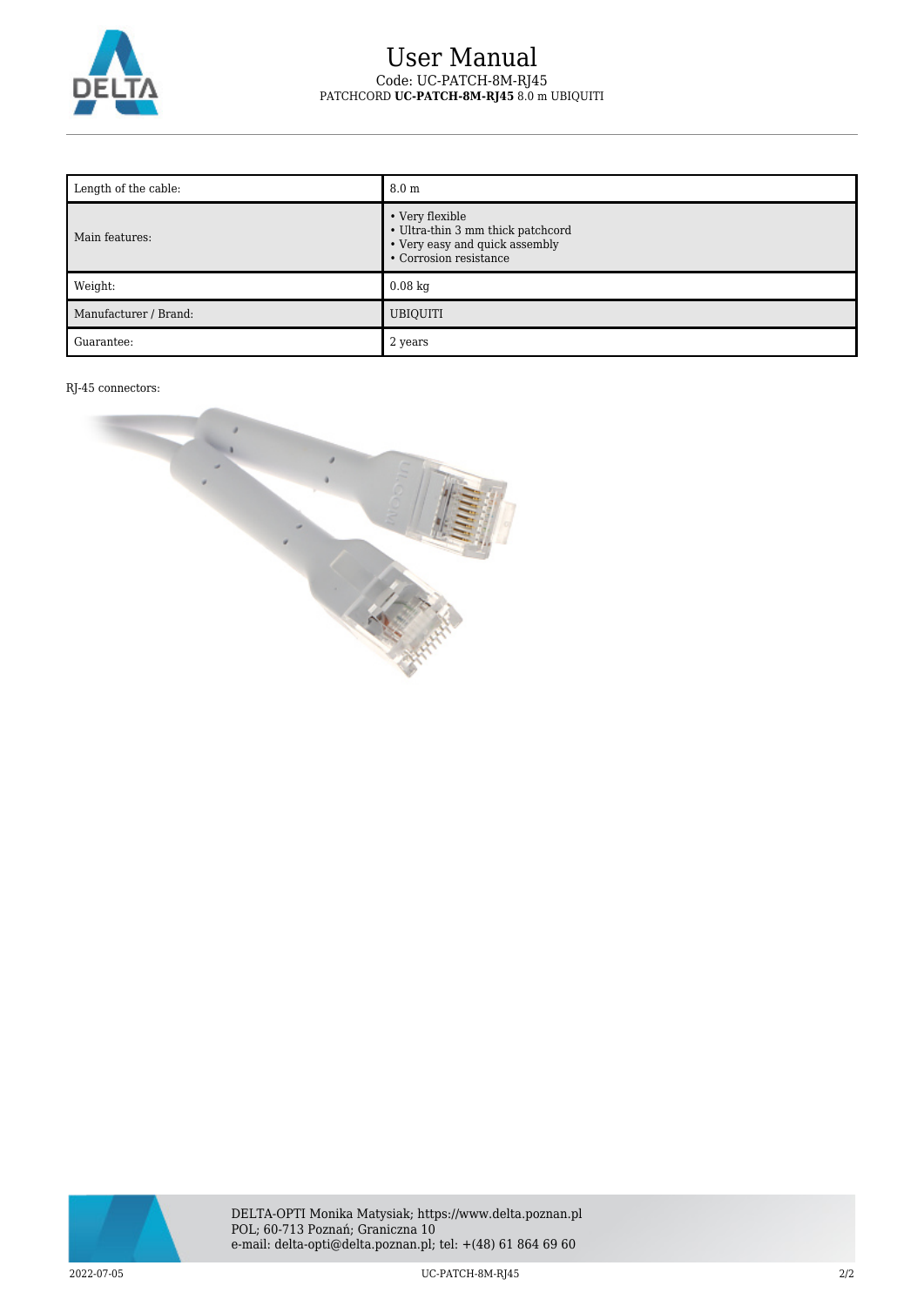| | |
|---|---|
| Length of the cable: | 8.0 m |
| Main features: | • Very flexible<br>• Ultra-thin 3 mm thick patchcord<br>• Very easy and quick assembly<br>• Corrosion resistance |
| Weight: | 0.08 kg |
| Manufacturer / Brand: | UBIQUITI |
| Guarantee: | 2 years |

RJ-45 connectors: